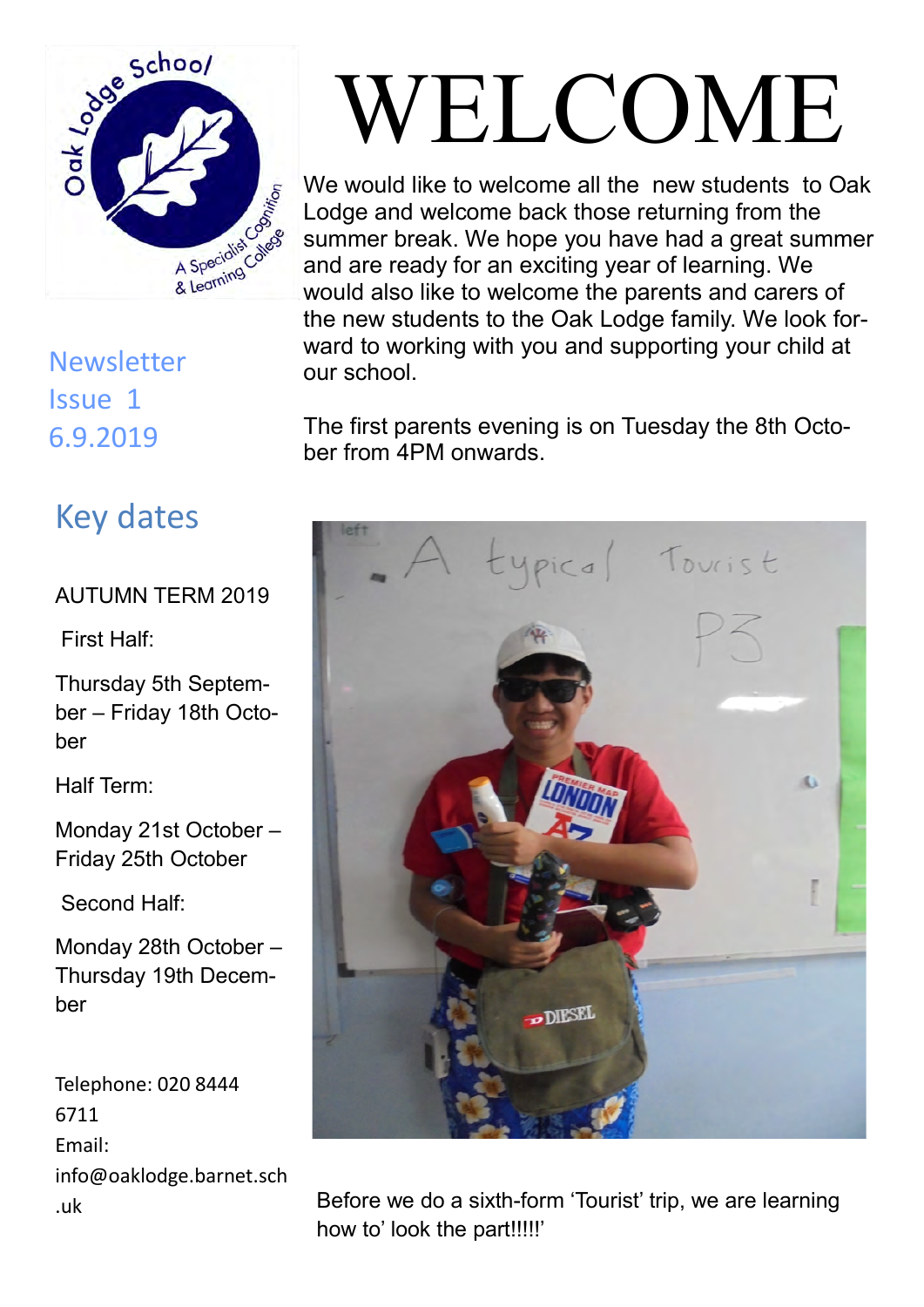Oak Lodge School

A Specialist Cognition & Learning College

Newsletter
Issue 1
6.9.2019

# WELCOME

We would like to welcome all the new students to Oak Lodge and welcome back those returning from the summer break. We hope you have had a great summer and are ready for an exciting year of learning. We would also like to welcome the parents and carers of the new students to the Oak Lodge family. We look forward to working with you and supporting your child at our school.

The first parents evening is on Tuesday the 8th October from 4PM onwards.

## Key dates

AUTUMN TERM 2019

First Half:

Thursday 5th September – Friday 18th October

Half Term:

Monday 21st October – Friday 25th October

Second Half:

Monday 28th October – Thursday 19th December

Telephone: 020 8444 6711
Email: info@oaklodge.barnet.sch.uk

Before we do a sixth-form 'Tourist' trip, we are learning how to' look the part!!!!!'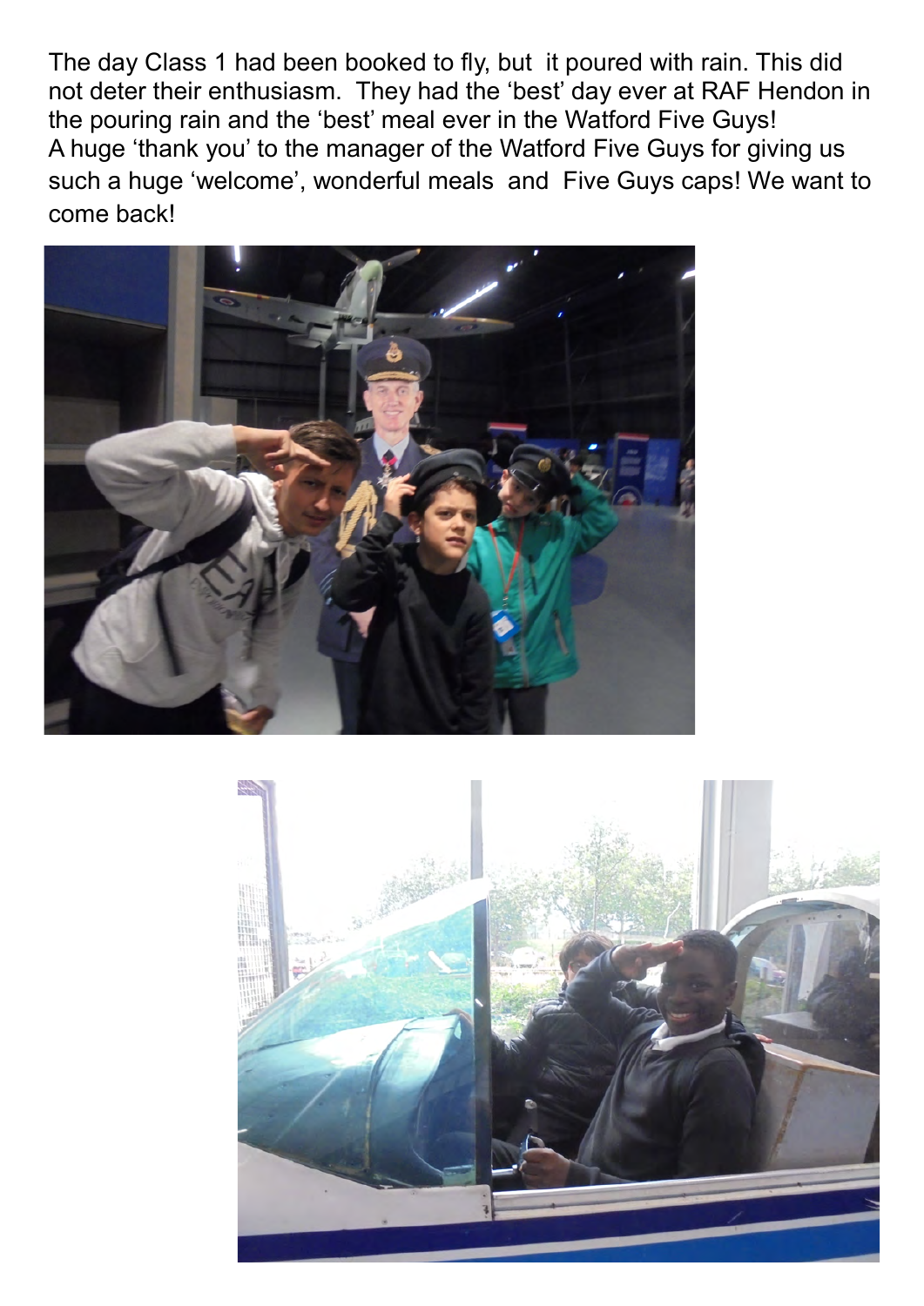The day Class 1 had been booked to fly, but it poured with rain. This did not deter their enthusiasm. They had the 'best' day ever at RAF Hendon in the pouring rain and the 'best' meal ever in the Watford Five Guys!
A huge 'thank you' to the manager of the Watford Five Guys for giving us such a huge 'welcome', wonderful meals and Five Guys caps! We want to come back!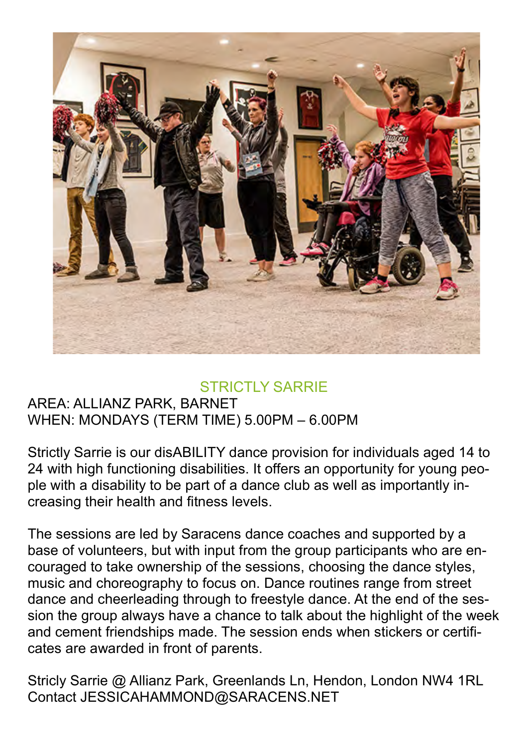## STRICTLY SARRIE

AREA: ALLIANZ PARK, BARNET
WHEN: MONDAYS (TERM TIME) 5.00PM – 6.00PM

Strictly Sarrie is our disABILITY dance provision for individuals aged 14 to 24 with high functioning disabilities. It offers an opportunity for young people with a disability to be part of a dance club as well as importantly increasing their health and fitness levels.

The sessions are led by Saracens dance coaches and supported by a base of volunteers, but with input from the group participants who are encouraged to take ownership of the sessions, choosing the dance styles, music and choreography to focus on. Dance routines range from street dance and cheerleading through to freestyle dance. At the end of the session the group always have a chance to talk about the highlight of the week and cement friendships made. The session ends when stickers or certificates are awarded in front of parents.

Stricly Sarrie @ Allianz Park, Greenlands Ln, Hendon, London NW4 1RL
Contact JESSICAHAMMOND@SARACENS.NET